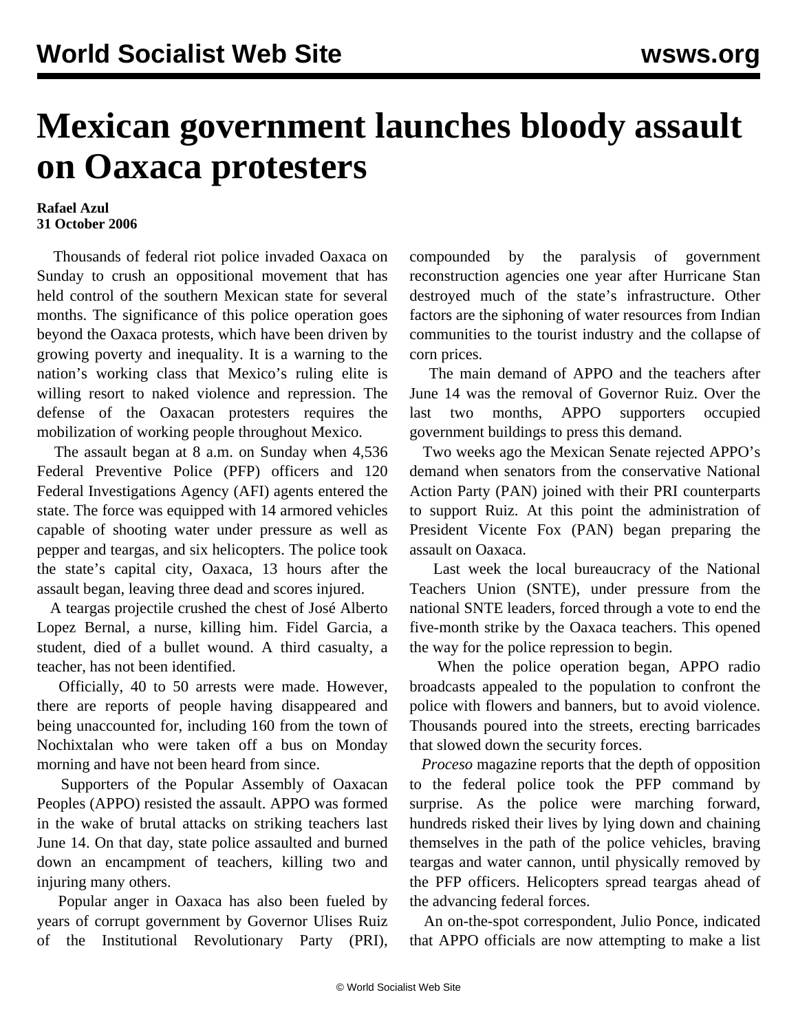# Mexican government launches bloody assault on Oaxaca protesters

**Rafael Azul**
**31 October 2006**

Thousands of federal riot police invaded Oaxaca on Sunday to crush an oppositional movement that has held control of the southern Mexican state for several months. The significance of this police operation goes beyond the Oaxaca protests, which have been driven by growing poverty and inequality. It is a warning to the nation's working class that Mexico's ruling elite is willing resort to naked violence and repression. The defense of the Oaxacan protesters requires the mobilization of working people throughout Mexico.

The assault began at 8 a.m. on Sunday when 4,536 Federal Preventive Police (PFP) officers and 120 Federal Investigations Agency (AFI) agents entered the state. The force was equipped with 14 armored vehicles capable of shooting water under pressure as well as pepper and teargas, and six helicopters. The police took the state's capital city, Oaxaca, 13 hours after the assault began, leaving three dead and scores injured.

A teargas projectile crushed the chest of José Alberto Lopez Bernal, a nurse, killing him. Fidel Garcia, a student, died of a bullet wound. A third casualty, a teacher, has not been identified.

Officially, 40 to 50 arrests were made. However, there are reports of people having disappeared and being unaccounted for, including 160 from the town of Nochixtalan who were taken off a bus on Monday morning and have not been heard from since.

Supporters of the Popular Assembly of Oaxacan Peoples (APPO) resisted the assault. APPO was formed in the wake of brutal attacks on striking teachers last June 14. On that day, state police assaulted and burned down an encampment of teachers, killing two and injuring many others.

Popular anger in Oaxaca has also been fueled by years of corrupt government by Governor Ulises Ruiz of the Institutional Revolutionary Party (PRI), compounded by the paralysis of government reconstruction agencies one year after Hurricane Stan destroyed much of the state's infrastructure. Other factors are the siphoning of water resources from Indian communities to the tourist industry and the collapse of corn prices.

The main demand of APPO and the teachers after June 14 was the removal of Governor Ruiz. Over the last two months, APPO supporters occupied government buildings to press this demand.

Two weeks ago the Mexican Senate rejected APPO's demand when senators from the conservative National Action Party (PAN) joined with their PRI counterparts to support Ruiz. At this point the administration of President Vicente Fox (PAN) began preparing the assault on Oaxaca.

Last week the local bureaucracy of the National Teachers Union (SNTE), under pressure from the national SNTE leaders, forced through a vote to end the five-month strike by the Oaxaca teachers. This opened the way for the police repression to begin.

When the police operation began, APPO radio broadcasts appealed to the population to confront the police with flowers and banners, but to avoid violence. Thousands poured into the streets, erecting barricades that slowed down the security forces.

*Proceso* magazine reports that the depth of opposition to the federal police took the PFP command by surprise. As the police were marching forward, hundreds risked their lives by lying down and chaining themselves in the path of the police vehicles, braving teargas and water cannon, until physically removed by the PFP officers. Helicopters spread teargas ahead of the advancing federal forces.

An on-the-spot correspondent, Julio Ponce, indicated that APPO officials are now attempting to make a list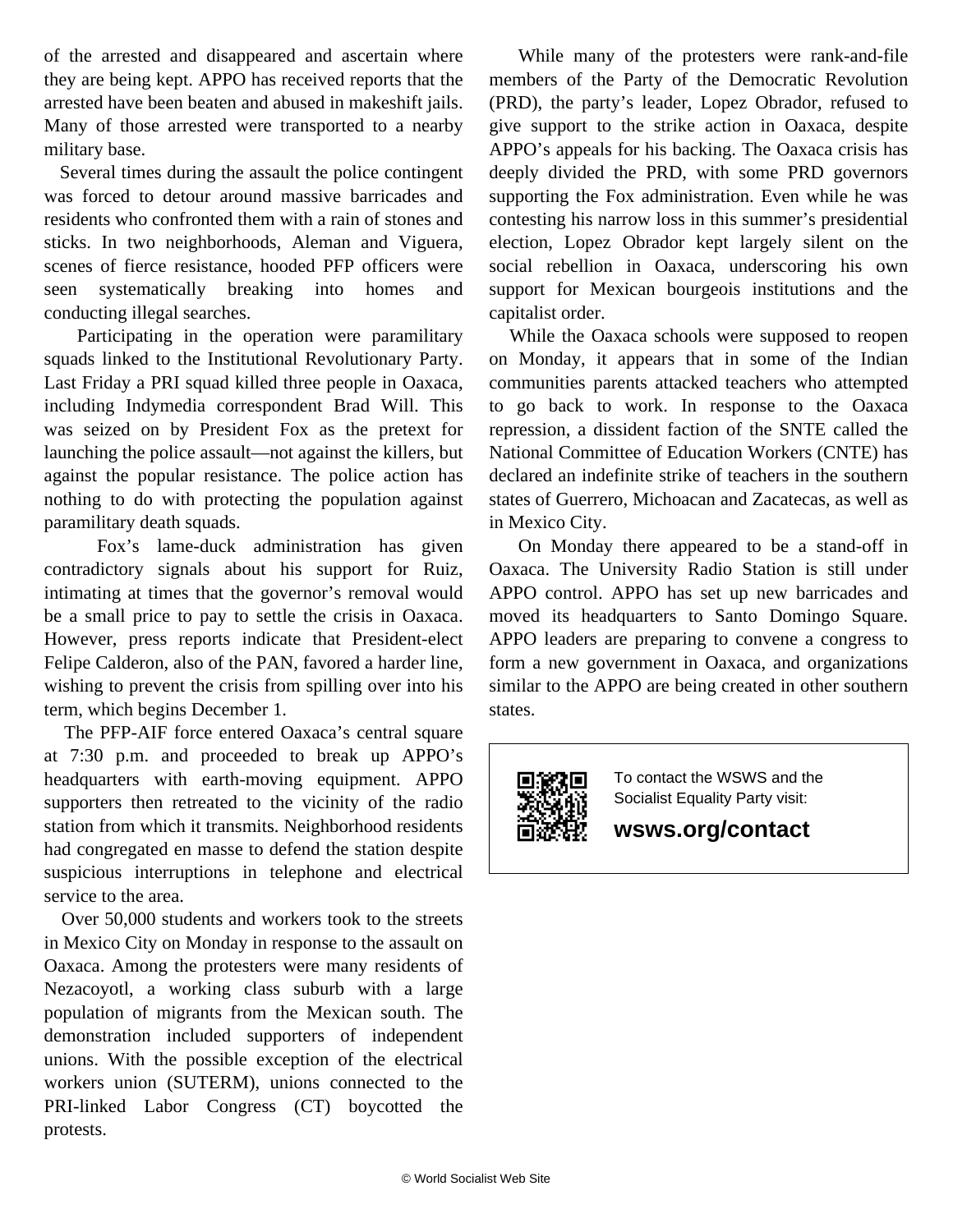of the arrested and disappeared and ascertain where they are being kept. APPO has received reports that the arrested have been beaten and abused in makeshift jails. Many of those arrested were transported to a nearby military base.

Several times during the assault the police contingent was forced to detour around massive barricades and residents who confronted them with a rain of stones and sticks. In two neighborhoods, Aleman and Viguera, scenes of fierce resistance, hooded PFP officers were seen systematically breaking into homes and conducting illegal searches.

Participating in the operation were paramilitary squads linked to the Institutional Revolutionary Party. Last Friday a PRI squad killed three people in Oaxaca, including Indymedia correspondent Brad Will. This was seized on by President Fox as the pretext for launching the police assault—not against the killers, but against the popular resistance. The police action has nothing to do with protecting the population against paramilitary death squads.

Fox's lame-duck administration has given contradictory signals about his support for Ruiz, intimating at times that the governor's removal would be a small price to pay to settle the crisis in Oaxaca. However, press reports indicate that President-elect Felipe Calderon, also of the PAN, favored a harder line, wishing to prevent the crisis from spilling over into his term, which begins December 1.

The PFP-AIF force entered Oaxaca's central square at 7:30 p.m. and proceeded to break up APPO's headquarters with earth-moving equipment. APPO supporters then retreated to the vicinity of the radio station from which it transmits. Neighborhood residents had congregated en masse to defend the station despite suspicious interruptions in telephone and electrical service to the area.

Over 50,000 students and workers took to the streets in Mexico City on Monday in response to the assault on Oaxaca. Among the protesters were many residents of Nezacoyotl, a working class suburb with a large population of migrants from the Mexican south. The demonstration included supporters of independent unions. With the possible exception of the electrical workers union (SUTERM), unions connected to the PRI-linked Labor Congress (CT) boycotted the protests.

While many of the protesters were rank-and-file members of the Party of the Democratic Revolution (PRD), the party's leader, Lopez Obrador, refused to give support to the strike action in Oaxaca, despite APPO's appeals for his backing. The Oaxaca crisis has deeply divided the PRD, with some PRD governors supporting the Fox administration. Even while he was contesting his narrow loss in this summer's presidential election, Lopez Obrador kept largely silent on the social rebellion in Oaxaca, underscoring his own support for Mexican bourgeois institutions and the capitalist order.

While the Oaxaca schools were supposed to reopen on Monday, it appears that in some of the Indian communities parents attacked teachers who attempted to go back to work. In response to the Oaxaca repression, a dissident faction of the SNTE called the National Committee of Education Workers (CNTE) has declared an indefinite strike of teachers in the southern states of Guerrero, Michoacan and Zacatecas, as well as in Mexico City.

On Monday there appeared to be a stand-off in Oaxaca. The University Radio Station is still under APPO control. APPO has set up new barricades and moved its headquarters to Santo Domingo Square. APPO leaders are preparing to convene a congress to form a new government in Oaxaca, and organizations similar to the APPO are being created in other southern states.

To contact the WSWS and the Socialist Equality Party visit:

**wsws.org/contact**